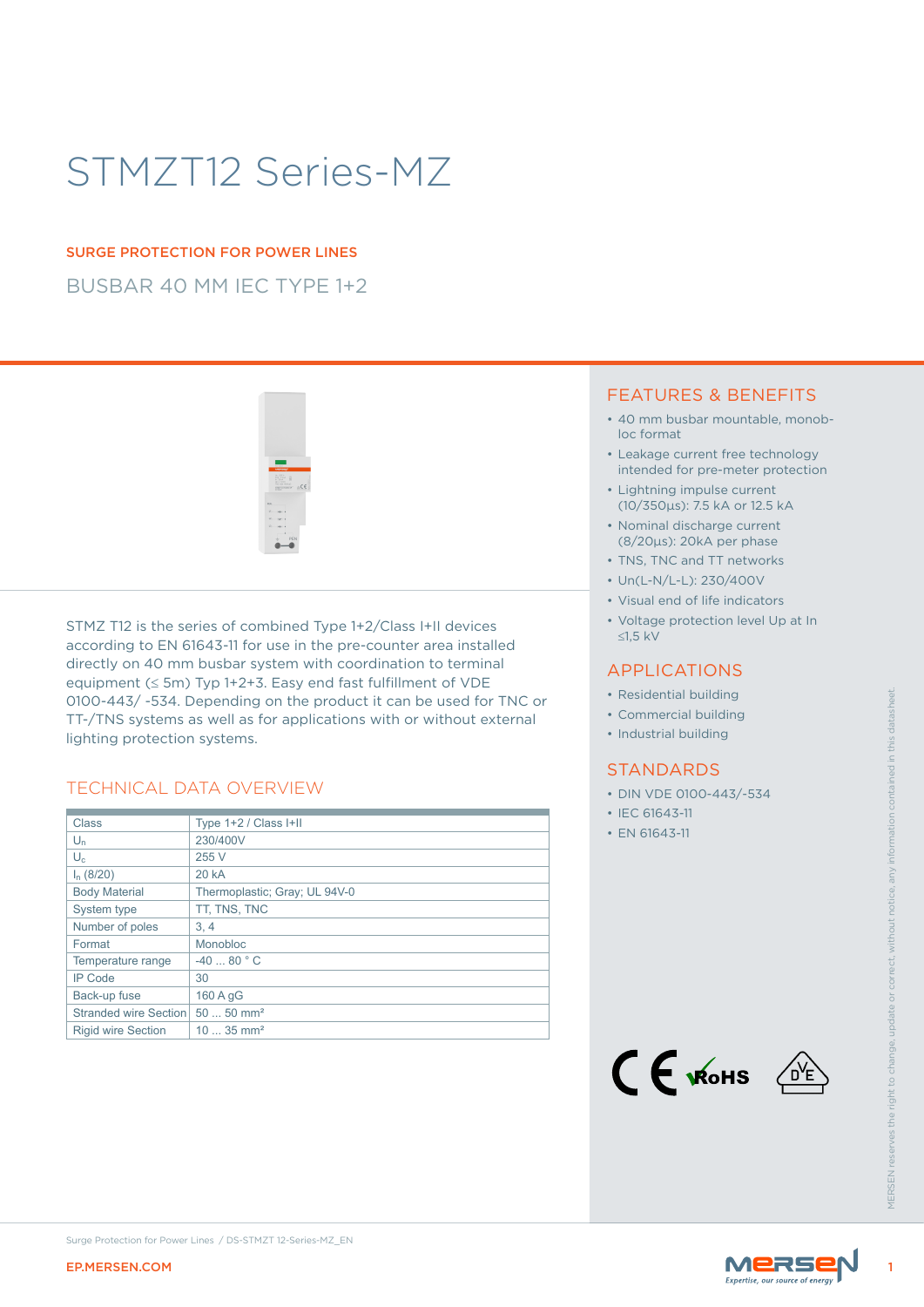# STMZT12 Series-MZ

SURGE PROTECTION FOR POWER LINES

BUSBAR 40 MM IEC TYPE 1+2

STMZ T12 is the series of combined Type 1+2/Class I+II devices according to EN 61643-11 for use in the pre-counter area installed directly on 40 mm busbar system with coordination to terminal equipment (≤ 5m) Typ 1+2+3. Easy end fast fulfillment of VDE 0100-443/ -534. Depending on the product it can be used for TNC or TT-/TNS systems as well as for applications with or without external lighting protection systems.

## TECHNICAL DATA OVERVIEW

| | |
|---|---|
| Class | Type 1+2 / Class I+II |
| $U_n$ | 230/400V |
| $U_c$ | 255 V |
| $I_n$ (8/20) | 20 kA |
| Body Material | Thermoplastic; Gray; UL 94V-0 |
| System type | TT, TNS, TNC |
| Number of poles | 3, 4 |
| Format | Monobloc |
| Temperature range | -40 ... 80 ° C |
| IP Code | 30 |
| Back-up fuse | 160 A gG |
| Stranded wire Section | 50 ... 50 mm² |
| Rigid wire Section | 10 ... 35 mm² |

## FEATURES & BENEFITS

- 40 mm busbar mountable, monob-loc format
- Leakage current free technology intended for pre-meter protection
- Lightning impulse current (10/350µs): 7.5 kA or 12.5 kA
- Nominal discharge current (8/20µs): 20kA per phase
- TNS, TNC and TT networks
- Un(L-N/L-L): 230/400V
- Visual end of life indicators
- Voltage protection level Up at In ≤1,5 kV

## APPLICATIONS

- Residential building
- Commercial building
- Industrial building

## STANDARDS

- DIN VDE 0100-443/-534
- IEC 61643-11
- EN 61643-11

MERSEN reserves the right to change, update or correct, without notice, any information contained in this datasheet.

Surge Protection for Power Lines / DS-STMZT 12-Series-MZ_EN

EP.MERSEN.COM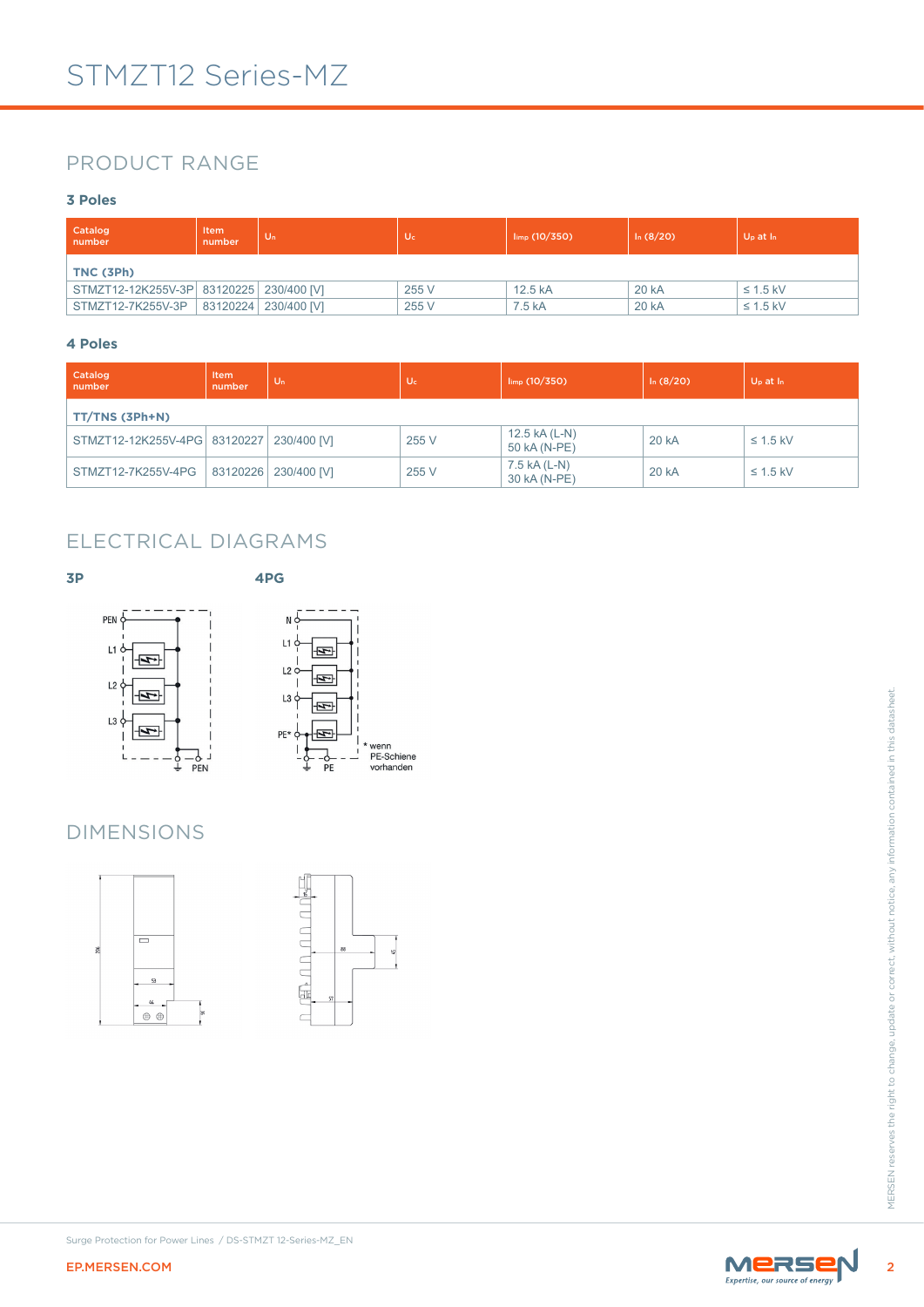# STMZT12 Series-MZ

## PRODUCT RANGE

### 3 Poles

| Catalog number | Item number | $U_n$ | $U_c$ | $I_{imp}$ (10/350) | $I_n$ (8/20) | $U_p$ at $I_n$ |
|---|---|---|---|---|---|---|
| **TNC (3Ph)** | | | | | | |
| STMZT12-12K255V-3P | 83120225 | 230/400 [V] | 255 V | 12.5 kA | 20 kA | ≤ 1.5 kV |
| STMZT12-7K255V-3P | 83120224 | 230/400 [V] | 255 V | 7.5 kA | 20 kA | ≤ 1.5 kV |

### 4 Poles

| Catalog number | Item number | $U_n$ | $U_c$ | $I_{imp}$ (10/350) | $I_n$ (8/20) | $U_p$ at $I_n$ |
|---|---|---|---|---|---|---|
| **TT/TNS (3Ph+N)** | | | | | | |
| STMZT12-12K255V-4PG | 83120227 | 230/400 [V] | 255 V | 12.5 kA (L-N)<br>50 kA (N-PE) | 20 kA | ≤ 1.5 kV |
| STMZT12-7K255V-4PG | 83120226 | 230/400 [V] | 255 V | 7.5 kA (L-N)<br>30 kA (N-PE) | 20 kA | ≤ 1.5 kV |

## ELECTRICAL DIAGRAMS

**3P**

PEN
L1
L2
L3
PEN

**4PG**

N
L1
L2
L3
PE*
PE
* wenn PE-Schiene vorhanden

## DIMENSIONS

MERSEN reserves the right to change, update or correct, without notice, any information contained in this datasheet.

Surge Protection for Power Lines / DS-STMZT 12-Series-MZ_EN

EP.MERSEN.COM